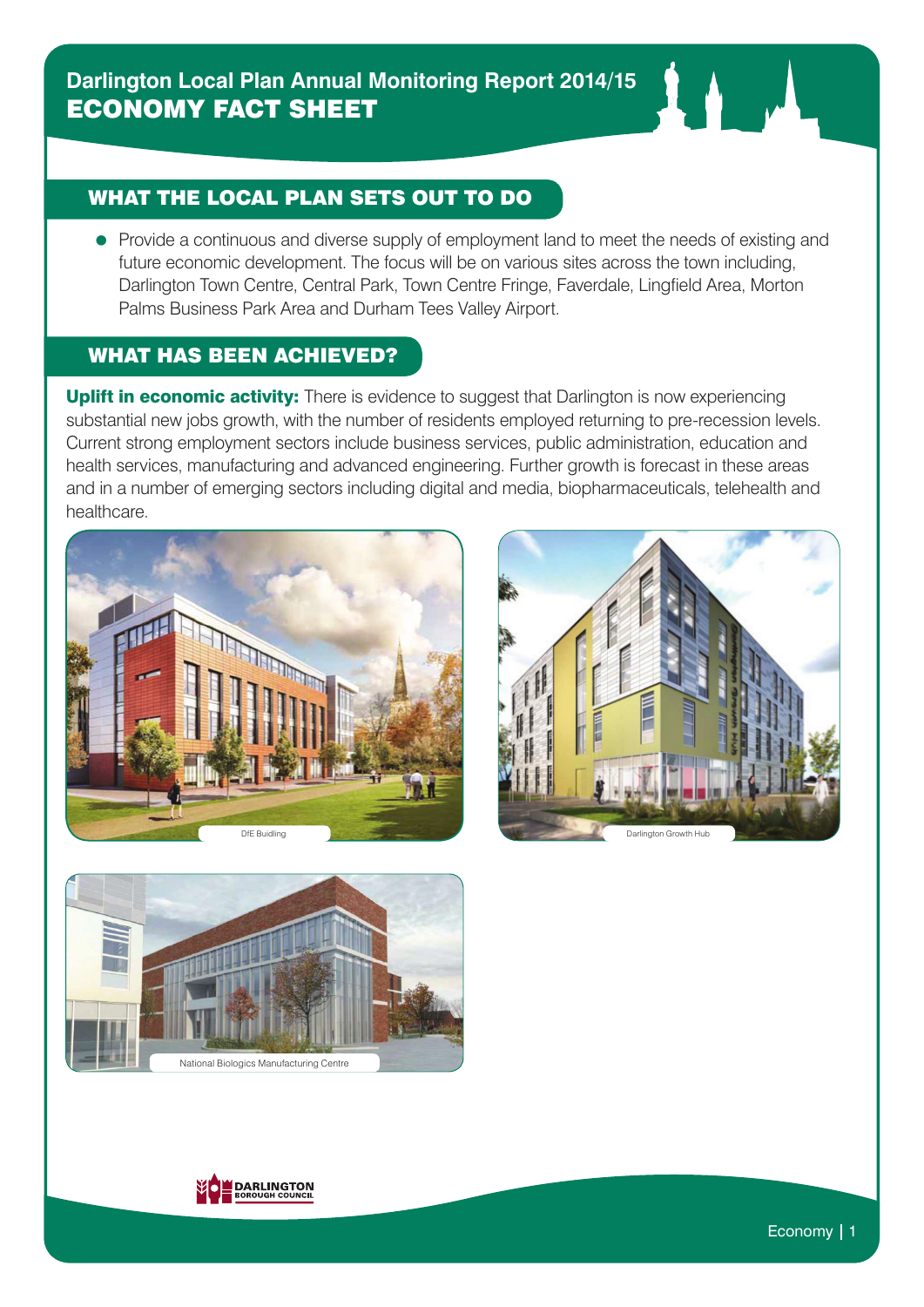# Darlington Local Plan Annual Monitoring Report 2014/15

# ECONOMY FACT SHEET

## WHAT THE LOCAL PLAN SETS OUT TO DO

- Provide a continuous and diverse supply of employment land to meet the needs of existing and future economic development. The focus will be on various sites across the town including, Darlington Town Centre, Central Park, Town Centre Fringe, Faverdale, Lingfield Area, Morton Palms Business Park Area and Durham Tees Valley Airport.

## WHAT HAS BEEN ACHIEVED?

**Uplift in economic activity:** There is evidence to suggest that Darlington is now experiencing substantial new jobs growth, with the number of residents employed returning to pre-recession levels. Current strong employment sectors include business services, public administration, education and health services, manufacturing and advanced engineering. Further growth is forecast in these areas and in a number of emerging sectors including digital and media, biopharmaceuticals, telehealth and healthcare.

DfE Buidling

Darlington Growth Hub

National Biologics Manufacturing Centre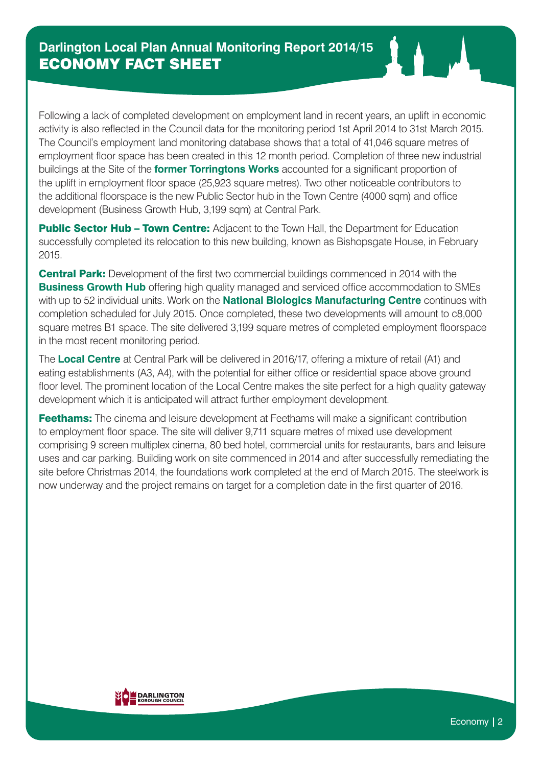# Darlington Local Plan Annual Monitoring Report 2014/15
## ECONOMY FACT SHEET

Following a lack of completed development on employment land in recent years, an uplift in economic activity is also reflected in the Council data for the monitoring period 1st April 2014 to 31st March 2015. The Council's employment land monitoring database shows that a total of 41,046 square metres of employment floor space has been created in this 12 month period. Completion of three new industrial buildings at the Site of the **former Torringtons Works** accounted for a significant proportion of the uplift in employment floor space (25,923 square metres). Two other noticeable contributors to the additional floorspace is the new Public Sector hub in the Town Centre (4000 sqm) and office development (Business Growth Hub, 3,199 sqm) at Central Park.

**Public Sector Hub – Town Centre:** Adjacent to the Town Hall, the Department for Education successfully completed its relocation to this new building, known as Bishopsgate House, in February 2015.

**Central Park:** Development of the first two commercial buildings commenced in 2014 with the **Business Growth Hub** offering high quality managed and serviced office accommodation to SMEs with up to 52 individual units. Work on the **National Biologics Manufacturing Centre** continues with completion scheduled for July 2015. Once completed, these two developments will amount to c8,000 square metres B1 space. The site delivered 3,199 square metres of completed employment floorspace in the most recent monitoring period.

The **Local Centre** at Central Park will be delivered in 2016/17, offering a mixture of retail (A1) and eating establishments (A3, A4), with the potential for either office or residential space above ground floor level. The prominent location of the Local Centre makes the site perfect for a high quality gateway development which it is anticipated will attract further employment development.

**Feethams:** The cinema and leisure development at Feethams will make a significant contribution to employment floor space. The site will deliver 9,711 square metres of mixed use development comprising 9 screen multiplex cinema, 80 bed hotel, commercial units for restaurants, bars and leisure uses and car parking. Building work on site commenced in 2014 and after successfully remediating the site before Christmas 2014, the foundations work completed at the end of March 2015. The steelwork is now underway and the project remains on target for a completion date in the first quarter of 2016.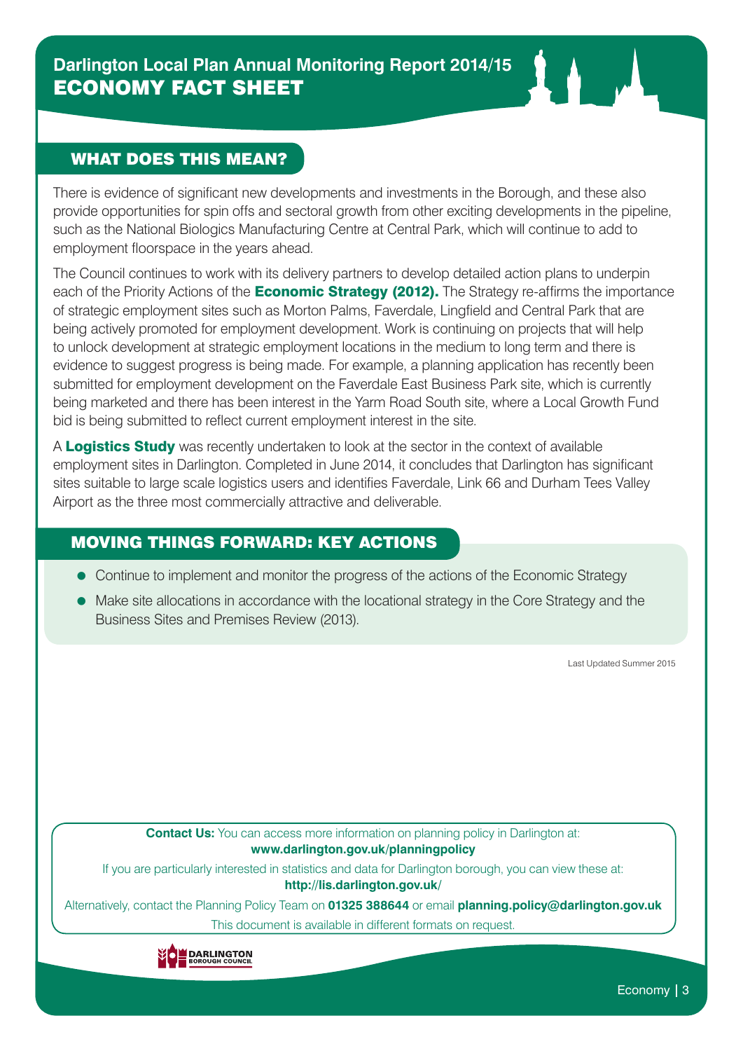# Darlington Local Plan Annual Monitoring Report 2014/15

# ECONOMY FACT SHEET

## WHAT DOES THIS MEAN?

There is evidence of significant new developments and investments in the Borough, and these also provide opportunities for spin offs and sectoral growth from other exciting developments in the pipeline, such as the National Biologics Manufacturing Centre at Central Park, which will continue to add to employment floorspace in the years ahead.

The Council continues to work with its delivery partners to develop detailed action plans to underpin each of the Priority Actions of the **Economic Strategy (2012).** The Strategy re-affirms the importance of strategic employment sites such as Morton Palms, Faverdale, Lingfield and Central Park that are being actively promoted for employment development. Work is continuing on projects that will help to unlock development at strategic employment locations in the medium to long term and there is evidence to suggest progress is being made. For example, a planning application has recently been submitted for employment development on the Faverdale East Business Park site, which is currently being marketed and there has been interest in the Yarm Road South site, where a Local Growth Fund bid is being submitted to reflect current employment interest in the site.

A **Logistics Study** was recently undertaken to look at the sector in the context of available employment sites in Darlington. Completed in June 2014, it concludes that Darlington has significant sites suitable to large scale logistics users and identifies Faverdale, Link 66 and Durham Tees Valley Airport as the three most commercially attractive and deliverable.

## MOVING THINGS FORWARD: KEY ACTIONS

- Continue to implement and monitor the progress of the actions of the Economic Strategy
- Make site allocations in accordance with the locational strategy in the Core Strategy and the Business Sites and Premises Review (2013).

Last Updated Summer 2015

**Contact Us:** You can access more information on planning policy in Darlington at: **www.darlington.gov.uk/planningpolicy**

If you are particularly interested in statistics and data for Darlington borough, you can view these at: **http://lis.darlington.gov.uk/**

Alternatively, contact the Planning Policy Team on **01325 388644** or email **planning.policy@darlington.gov.uk**

This document is available in different formats on request.

DARLINGTON BOROUGH COUNCIL